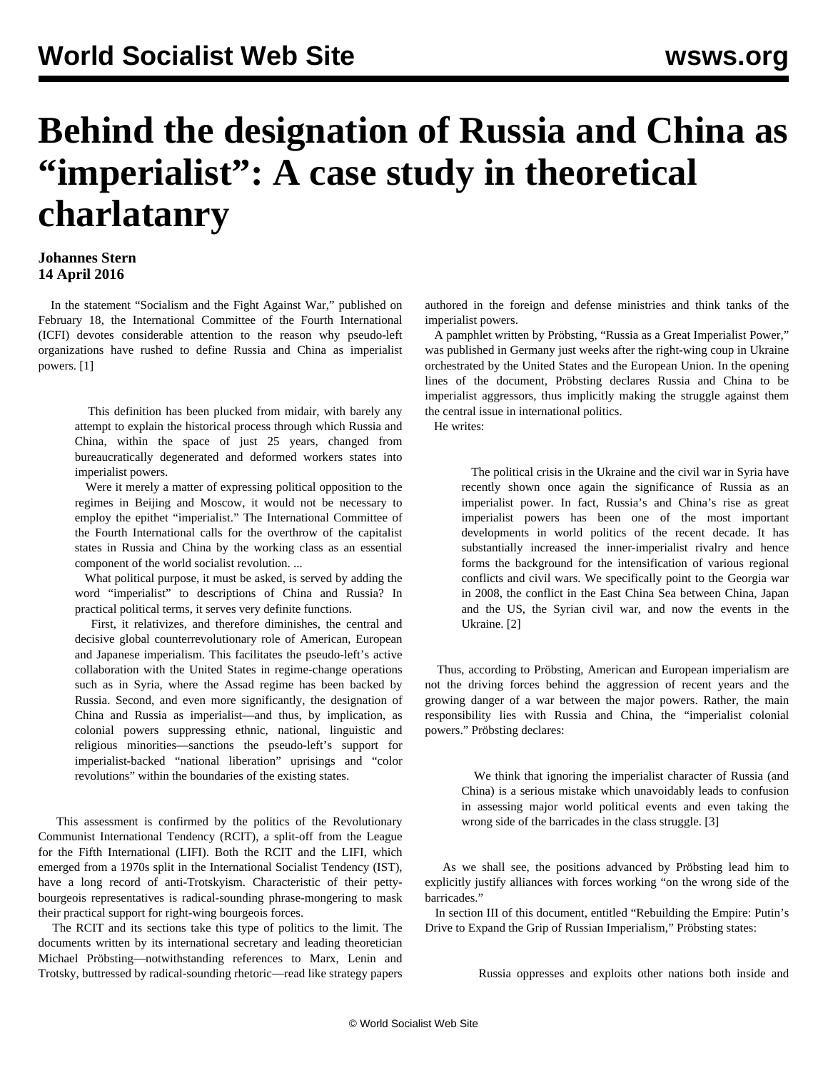# Behind the designation of Russia and China as "imperialist": A case study in theoretical charlatanry

**Johannes Stern**
**14 April 2016**

In the statement "Socialism and the Fight Against War," published on February 18, the International Committee of the Fourth International (ICFI) devotes considerable attention to the reason why pseudo-left organizations have rushed to define Russia and China as imperialist powers. [1]

> This definition has been plucked from midair, with barely any attempt to explain the historical process through which Russia and China, within the space of just 25 years, changed from bureaucratically degenerated and deformed workers states into imperialist powers.
>
> Were it merely a matter of expressing political opposition to the regimes in Beijing and Moscow, it would not be necessary to employ the epithet "imperialist." The International Committee of the Fourth International calls for the overthrow of the capitalist states in Russia and China by the working class as an essential component of the world socialist revolution. ...
>
> What political purpose, it must be asked, is served by adding the word "imperialist" to descriptions of China and Russia? In practical political terms, it serves very definite functions.
>
> First, it relativizes, and therefore diminishes, the central and decisive global counterrevolutionary role of American, European and Japanese imperialism. This facilitates the pseudo-left's active collaboration with the United States in regime-change operations such as in Syria, where the Assad regime has been backed by Russia. Second, and even more significantly, the designation of China and Russia as imperialist—and thus, by implication, as colonial powers suppressing ethnic, national, linguistic and religious minorities—sanctions the pseudo-left's support for imperialist-backed "national liberation" uprisings and "color revolutions" within the boundaries of the existing states.

This assessment is confirmed by the politics of the Revolutionary Communist International Tendency (RCIT), a split-off from the League for the Fifth International (LIFI). Both the RCIT and the LIFI, which emerged from a 1970s split in the International Socialist Tendency (IST), have a long record of anti-Trotskyism. Characteristic of their petty-bourgeois representatives is radical-sounding phrase-mongering to mask their practical support for right-wing bourgeois forces.

The RCIT and its sections take this type of politics to the limit. The documents written by its international secretary and leading theoretician Michael Pröbsting—notwithstanding references to Marx, Lenin and Trotsky, buttressed by radical-sounding rhetoric—read like strategy papers authored in the foreign and defense ministries and think tanks of the imperialist powers.

A pamphlet written by Pröbsting, "Russia as a Great Imperialist Power," was published in Germany just weeks after the right-wing coup in Ukraine orchestrated by the United States and the European Union. In the opening lines of the document, Pröbsting declares Russia and China to be imperialist aggressors, thus implicitly making the struggle against them the central issue in international politics.

He writes:

> The political crisis in the Ukraine and the civil war in Syria have recently shown once again the significance of Russia as an imperialist power. In fact, Russia's and China's rise as great imperialist powers has been one of the most important developments in world politics of the recent decade. It has substantially increased the inner-imperialist rivalry and hence forms the background for the intensification of various regional conflicts and civil wars. We specifically point to the Georgia war in 2008, the conflict in the East China Sea between China, Japan and the US, the Syrian civil war, and now the events in the Ukraine. [2]

Thus, according to Pröbsting, American and European imperialism are not the driving forces behind the aggression of recent years and the growing danger of a war between the major powers. Rather, the main responsibility lies with Russia and China, the "imperialist colonial powers." Pröbsting declares:

> We think that ignoring the imperialist character of Russia (and China) is a serious mistake which unavoidably leads to confusion in assessing major world political events and even taking the wrong side of the barricades in the class struggle. [3]

As we shall see, the positions advanced by Pröbsting lead him to explicitly justify alliances with forces working "on the wrong side of the barricades."

In section III of this document, entitled "Rebuilding the Empire: Putin's Drive to Expand the Grip of Russian Imperialism," Pröbsting states:

> Russia oppresses and exploits other nations both inside and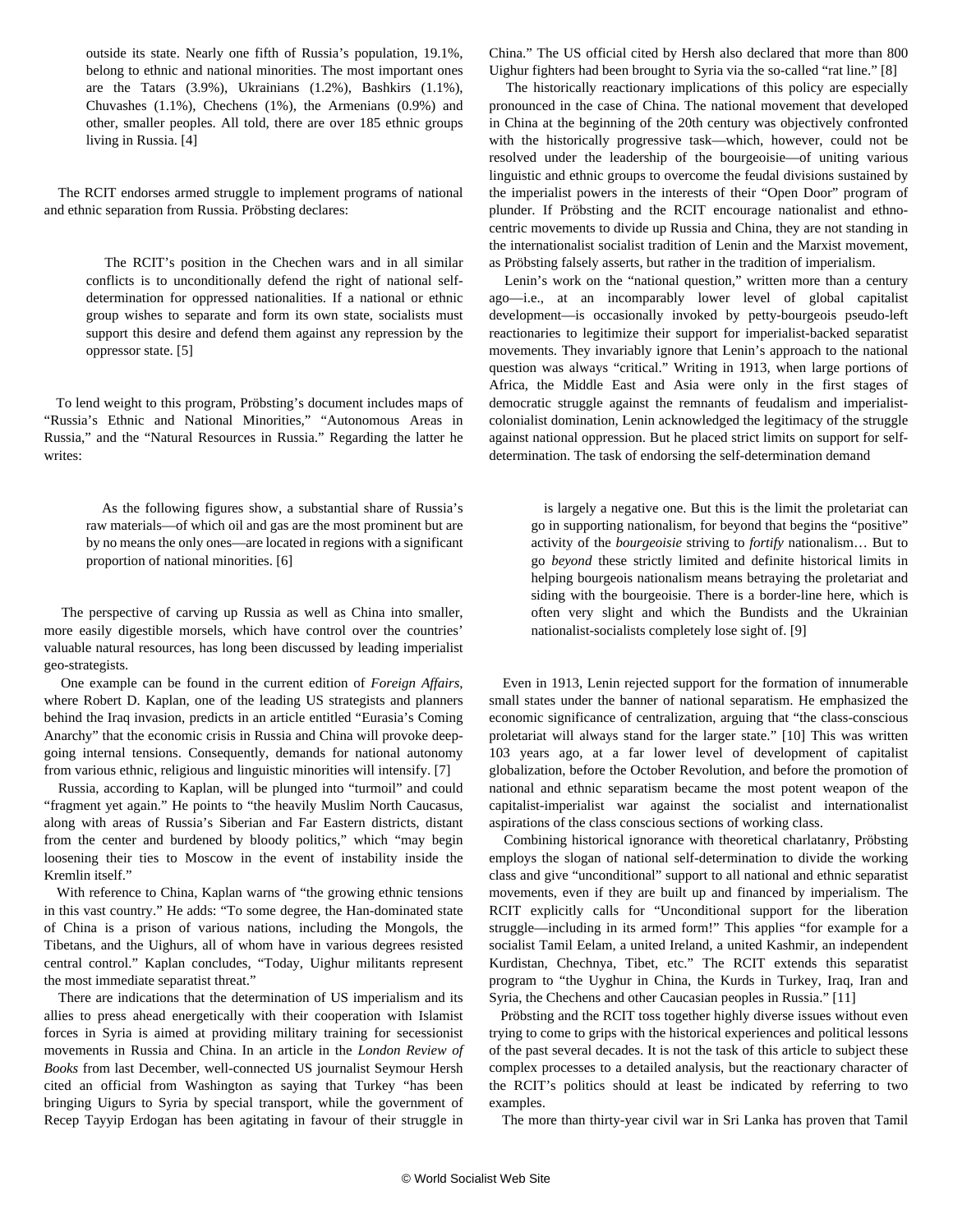> outside its state. Nearly one fifth of Russia's population, 19.1%, belong to ethnic and national minorities. The most important ones are the Tatars (3.9%), Ukrainians (1.2%), Bashkirs (1.1%), Chuvashes (1.1%), Chechens (1%), the Armenians (0.9%) and other, smaller peoples. All told, there are over 185 ethnic groups living in Russia. [4]

The RCIT endorses armed struggle to implement programs of national and ethnic separation from Russia. Pröbsting declares:

> The RCIT's position in the Chechen wars and in all similar conflicts is to unconditionally defend the right of national self-determination for oppressed nationalities. If a national or ethnic group wishes to separate and form its own state, socialists must support this desire and defend them against any repression by the oppressor state. [5]

To lend weight to this program, Pröbsting's document includes maps of "Russia's Ethnic and National Minorities," "Autonomous Areas in Russia," and the "Natural Resources in Russia." Regarding the latter he writes:

> As the following figures show, a substantial share of Russia's raw materials—of which oil and gas are the most prominent but are by no means the only ones—are located in regions with a significant proportion of national minorities. [6]

The perspective of carving up Russia as well as China into smaller, more easily digestible morsels, which have control over the countries' valuable natural resources, has long been discussed by leading imperialist geo-strategists.

One example can be found in the current edition of *Foreign Affairs*, where Robert D. Kaplan, one of the leading US strategists and planners behind the Iraq invasion, predicts in an article entitled "Eurasia's Coming Anarchy" that the economic crisis in Russia and China will provoke deep-going internal tensions. Consequently, demands for national autonomy from various ethnic, religious and linguistic minorities will intensify. [7]

Russia, according to Kaplan, will be plunged into "turmoil" and could "fragment yet again." He points to "the heavily Muslim North Caucasus, along with areas of Russia's Siberian and Far Eastern districts, distant from the center and burdened by bloody politics," which "may begin loosening their ties to Moscow in the event of instability inside the Kremlin itself."

With reference to China, Kaplan warns of "the growing ethnic tensions in this vast country." He adds: "To some degree, the Han-dominated state of China is a prison of various nations, including the Mongols, the Tibetans, and the Uighurs, all of whom have in various degrees resisted central control." Kaplan concludes, "Today, Uighur militants represent the most immediate separatist threat."

There are indications that the determination of US imperialism and its allies to press ahead energetically with their cooperation with Islamist forces in Syria is aimed at providing military training for secessionist movements in Russia and China. In an article in the *London Review of Books* from last December, well-connected US journalist Seymour Hersh cited an official from Washington as saying that Turkey "has been bringing Uigurs to Syria by special transport, while the government of Recep Tayyip Erdogan has been agitating in favour of their struggle in China." The US official cited by Hersh also declared that more than 800 Uighur fighters had been brought to Syria via the so-called "rat line." [8]

The historically reactionary implications of this policy are especially pronounced in the case of China. The national movement that developed in China at the beginning of the 20th century was objectively confronted with the historically progressive task—which, however, could not be resolved under the leadership of the bourgeoisie—of uniting various linguistic and ethnic groups to overcome the feudal divisions sustained by the imperialist powers in the interests of their "Open Door" program of plunder. If Pröbsting and the RCIT encourage nationalist and ethno-centric movements to divide up Russia and China, they are not standing in the internationalist socialist tradition of Lenin and the Marxist movement, as Pröbsting falsely asserts, but rather in the tradition of imperialism.

Lenin's work on the "national question," written more than a century ago—i.e., at an incomparably lower level of global capitalist development—is occasionally invoked by petty-bourgeois pseudo-left reactionaries to legitimize their support for imperialist-backed separatist movements. They invariably ignore that Lenin's approach to the national question was always "critical." Writing in 1913, when large portions of Africa, the Middle East and Asia were only in the first stages of democratic struggle against the remnants of feudalism and imperialist-colonialist domination, Lenin acknowledged the legitimacy of the struggle against national oppression. But he placed strict limits on support for self-determination. The task of endorsing the self-determination demand

> is largely a negative one. But this is the limit the proletariat can go in supporting nationalism, for beyond that begins the "positive" activity of the *bourgeoisie* striving to *fortify* nationalism… But to go *beyond* these strictly limited and definite historical limits in helping bourgeois nationalism means betraying the proletariat and siding with the bourgeoisie. There is a border-line here, which is often very slight and which the Bundists and the Ukrainian nationalist-socialists completely lose sight of. [9]

Even in 1913, Lenin rejected support for the formation of innumerable small states under the banner of national separatism. He emphasized the economic significance of centralization, arguing that "the class-conscious proletariat will always stand for the larger state." [10] This was written 103 years ago, at a far lower level of development of capitalist globalization, before the October Revolution, and before the promotion of national and ethnic separatism became the most potent weapon of the capitalist-imperialist war against the socialist and internationalist aspirations of the class conscious sections of working class.

Combining historical ignorance with theoretical charlatanry, Pröbsting employs the slogan of national self-determination to divide the working class and give "unconditional" support to all national and ethnic separatist movements, even if they are built up and financed by imperialism. The RCIT explicitly calls for "Unconditional support for the liberation struggle—including in its armed form!" This applies "for example for a socialist Tamil Eelam, a united Ireland, a united Kashmir, an independent Kurdistan, Chechnya, Tibet, etc." The RCIT extends this separatist program to "the Uyghur in China, the Kurds in Turkey, Iraq, Iran and Syria, the Chechens and other Caucasian peoples in Russia." [11]

Pröbsting and the RCIT toss together highly diverse issues without even trying to come to grips with the historical experiences and political lessons of the past several decades. It is not the task of this article to subject these complex processes to a detailed analysis, but the reactionary character of the RCIT's politics should at least be indicated by referring to two examples.

The more than thirty-year civil war in Sri Lanka has proven that Tamil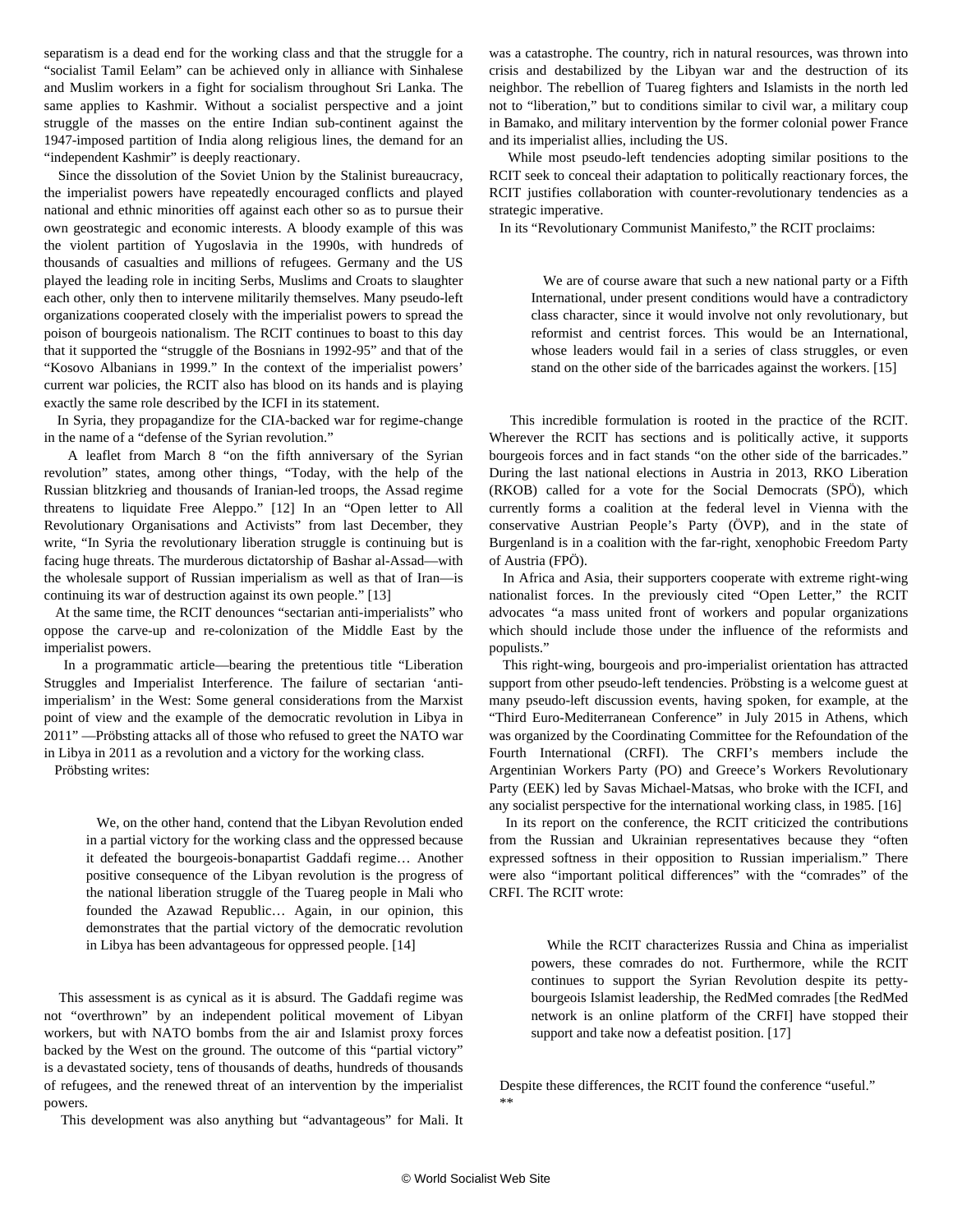separatism is a dead end for the working class and that the struggle for a "socialist Tamil Eelam" can be achieved only in alliance with Sinhalese and Muslim workers in a fight for socialism throughout Sri Lanka. The same applies to Kashmir. Without a socialist perspective and a joint struggle of the masses on the entire Indian sub-continent against the 1947-imposed partition of India along religious lines, the demand for an "independent Kashmir" is deeply reactionary.

Since the dissolution of the Soviet Union by the Stalinist bureaucracy, the imperialist powers have repeatedly encouraged conflicts and played national and ethnic minorities off against each other so as to pursue their own geostrategic and economic interests. A bloody example of this was the violent partition of Yugoslavia in the 1990s, with hundreds of thousands of casualties and millions of refugees. Germany and the US played the leading role in inciting Serbs, Muslims and Croats to slaughter each other, only then to intervene militarily themselves. Many pseudo-left organizations cooperated closely with the imperialist powers to spread the poison of bourgeois nationalism. The RCIT continues to boast to this day that it supported the "struggle of the Bosnians in 1992-95" and that of the "Kosovo Albanians in 1999." In the context of the imperialist powers' current war policies, the RCIT also has blood on its hands and is playing exactly the same role described by the ICFI in its statement.

In Syria, they propagandize for the CIA-backed war for regime-change in the name of a "defense of the Syrian revolution."

A leaflet from March 8 "on the fifth anniversary of the Syrian revolution" states, among other things, "Today, with the help of the Russian blitzkrieg and thousands of Iranian-led troops, the Assad regime threatens to liquidate Free Aleppo." [12] In an "Open letter to All Revolutionary Organisations and Activists" from last December, they write, "In Syria the revolutionary liberation struggle is continuing but is facing huge threats. The murderous dictatorship of Bashar al-Assad—with the wholesale support of Russian imperialism as well as that of Iran—is continuing its war of destruction against its own people." [13]

At the same time, the RCIT denounces "sectarian anti-imperialists" who oppose the carve-up and re-colonization of the Middle East by the imperialist powers.

In a programmatic article—bearing the pretentious title "Liberation Struggles and Imperialist Interference. The failure of sectarian 'anti-imperialism' in the West: Some general considerations from the Marxist point of view and the example of the democratic revolution in Libya in 2011" —Pröbsting attacks all of those who refused to greet the NATO war in Libya in 2011 as a revolution and a victory for the working class.

Pröbsting writes:

> We, on the other hand, contend that the Libyan Revolution ended in a partial victory for the working class and the oppressed because it defeated the bourgeois-bonapartist Gaddafi regime… Another positive consequence of the Libyan revolution is the progress of the national liberation struggle of the Tuareg people in Mali who founded the Azawad Republic… Again, in our opinion, this demonstrates that the partial victory of the democratic revolution in Libya has been advantageous for oppressed people. [14]

This assessment is as cynical as it is absurd. The Gaddafi regime was not "overthrown" by an independent political movement of Libyan workers, but with NATO bombs from the air and Islamist proxy forces backed by the West on the ground. The outcome of this "partial victory" is a devastated society, tens of thousands of deaths, hundreds of thousands of refugees, and the renewed threat of an intervention by the imperialist powers.

This development was also anything but "advantageous" for Mali. It was a catastrophe. The country, rich in natural resources, was thrown into crisis and destabilized by the Libyan war and the destruction of its neighbor. The rebellion of Tuareg fighters and Islamists in the north led not to "liberation," but to conditions similar to civil war, a military coup in Bamako, and military intervention by the former colonial power France and its imperialist allies, including the US.

While most pseudo-left tendencies adopting similar positions to the RCIT seek to conceal their adaptation to politically reactionary forces, the RCIT justifies collaboration with counter-revolutionary tendencies as a strategic imperative.

In its "Revolutionary Communist Manifesto," the RCIT proclaims:

> We are of course aware that such a new national party or a Fifth International, under present conditions would have a contradictory class character, since it would involve not only revolutionary, but reformist and centrist forces. This would be an International, whose leaders would fail in a series of class struggles, or even stand on the other side of the barricades against the workers. [15]

This incredible formulation is rooted in the practice of the RCIT. Wherever the RCIT has sections and is politically active, it supports bourgeois forces and in fact stands "on the other side of the barricades." During the last national elections in Austria in 2013, RKO Liberation (RKOB) called for a vote for the Social Democrats (SPÖ), which currently forms a coalition at the federal level in Vienna with the conservative Austrian People's Party (ÖVP), and in the state of Burgenland is in a coalition with the far-right, xenophobic Freedom Party of Austria (FPÖ).

In Africa and Asia, their supporters cooperate with extreme right-wing nationalist forces. In the previously cited "Open Letter," the RCIT advocates "a mass united front of workers and popular organizations which should include those under the influence of the reformists and populists."

This right-wing, bourgeois and pro-imperialist orientation has attracted support from other pseudo-left tendencies. Pröbsting is a welcome guest at many pseudo-left discussion events, having spoken, for example, at the "Third Euro-Mediterranean Conference" in July 2015 in Athens, which was organized by the Coordinating Committee for the Refoundation of the Fourth International (CRFI). The CRFI's members include the Argentinian Workers Party (PO) and Greece's Workers Revolutionary Party (EEK) led by Savas Michael-Matsas, who broke with the ICFI, and any socialist perspective for the international working class, in 1985. [16]

In its report on the conference, the RCIT criticized the contributions from the Russian and Ukrainian representatives because they "often expressed softness in their opposition to Russian imperialism." There were also "important political differences" with the "comrades" of the CRFI. The RCIT wrote:

> While the RCIT characterizes Russia and China as imperialist powers, these comrades do not. Furthermore, while the RCIT continues to support the Syrian Revolution despite its petty-bourgeois Islamist leadership, the RedMed comrades [the RedMed network is an online platform of the CRFI] have stopped their support and take now a defeatist position. [17]

Despite these differences, the RCIT found the conference "useful."

**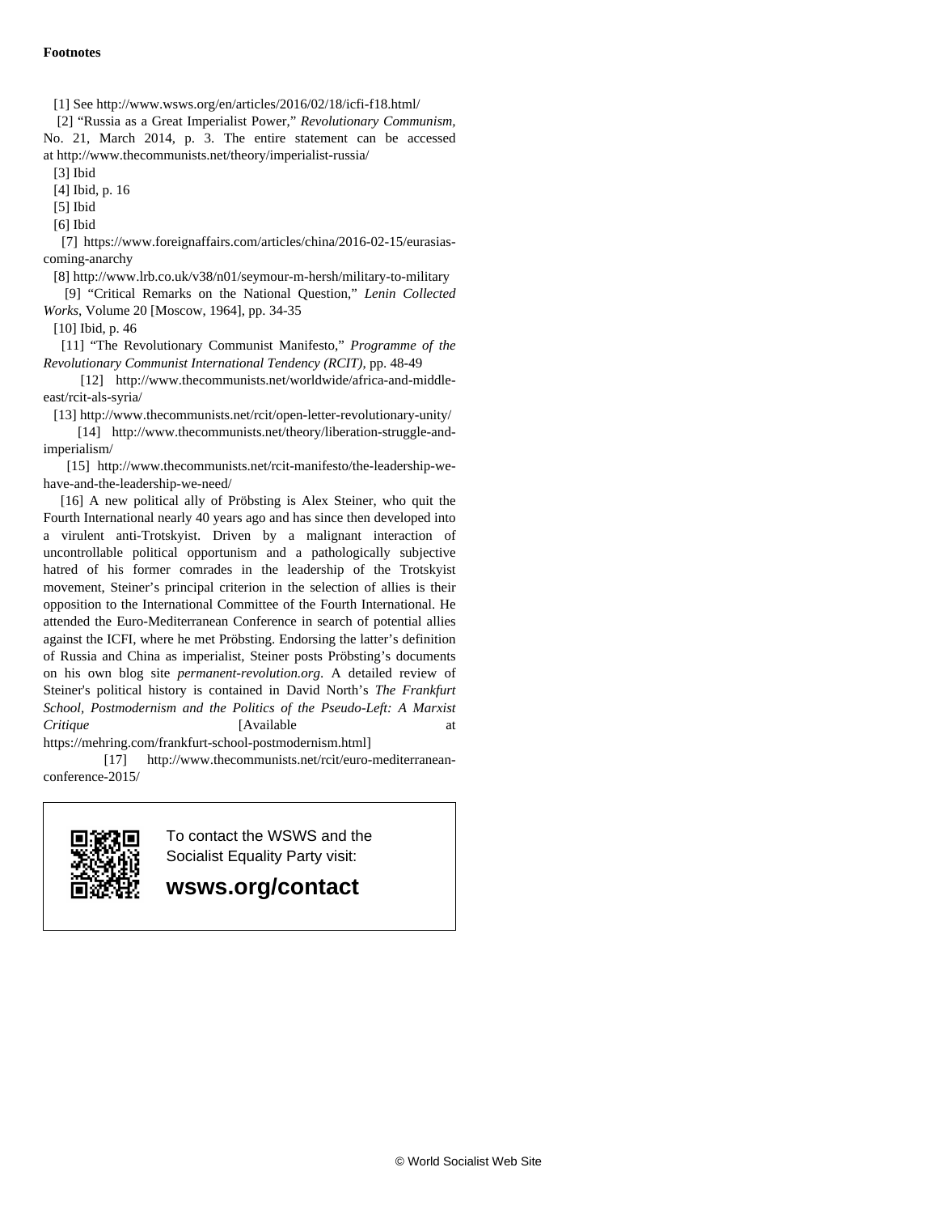**Footnotes**

[1] See http://www.wsws.org/en/articles/2016/02/18/icfi-f18.html/

[2] "Russia as a Great Imperialist Power," *Revolutionary Communism*, No. 21, March 2014, p. 3. The entire statement can be accessed at http://www.thecommunists.net/theory/imperialist-russia/

[3] Ibid

[4] Ibid, p. 16

[5] Ibid

[6] Ibid

[7] https://www.foreignaffairs.com/articles/china/2016-02-15/eurasias-coming-anarchy

[8] http://www.lrb.co.uk/v38/n01/seymour-m-hersh/military-to-military

[9] "Critical Remarks on the National Question," *Lenin Collected Works*, Volume 20 [Moscow, 1964], pp. 34-35

[10] Ibid, p. 46

[11] "The Revolutionary Communist Manifesto," *Programme of the Revolutionary Communist International Tendency (RCIT)*, pp. 48-49

[12] http://www.thecommunists.net/worldwide/africa-and-middle-east/rcit-als-syria/

[13] http://www.thecommunists.net/rcit/open-letter-revolutionary-unity/

[14] http://www.thecommunists.net/theory/liberation-struggle-and-imperialism/

[15] http://www.thecommunists.net/rcit-manifesto/the-leadership-we-have-and-the-leadership-we-need/

[16] A new political ally of Pröbsting is Alex Steiner, who quit the Fourth International nearly 40 years ago and has since then developed into a virulent anti-Trotskyist. Driven by a malignant interaction of uncontrollable political opportunism and a pathologically subjective hatred of his former comrades in the leadership of the Trotskyist movement, Steiner's principal criterion in the selection of allies is their opposition to the International Committee of the Fourth International. He attended the Euro-Mediterranean Conference in search of potential allies against the ICFI, where he met Pröbsting. Endorsing the latter's definition of Russia and China as imperialist, Steiner posts Pröbsting's documents on his own blog site *permanent-revolution.org*. A detailed review of Steiner's political history is contained in David North's *The Frankfurt School, Postmodernism and the Politics of the Pseudo-Left: A Marxist Critique* [Available at https://mehring.com/frankfurt-school-postmodernism.html]

[17] http://www.thecommunists.net/rcit/euro-mediterranean-conference-2015/

To contact the WSWS and the Socialist Equality Party visit:

**wsws.org/contact**